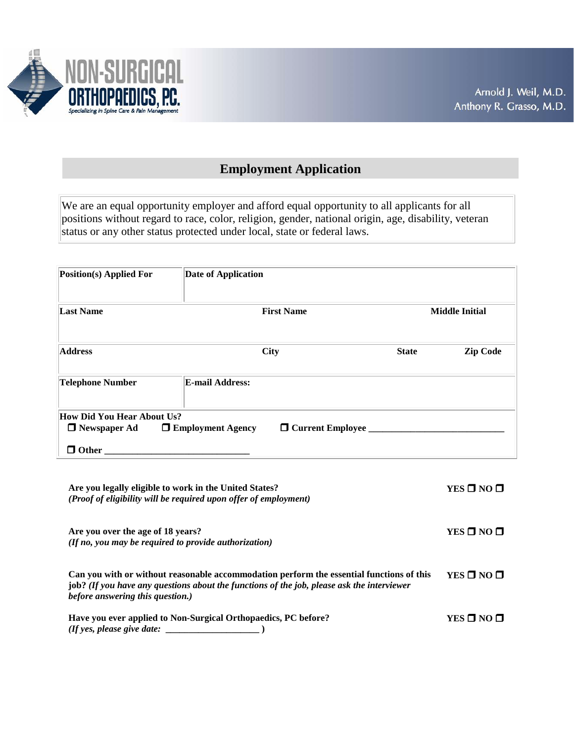NON-SURGICAL ORTHOPAEDICS, P.C.
*Specializing in Spine Care & Pain Management*

Arnold J. Weil, M.D.
Anthony R. Grasso, M.D.

# Employment Application

We are an equal opportunity employer and afford equal opportunity to all applicants for all positions without regard to race, color, religion, gender, national origin, age, disability, veteran status or any other status protected under local, state or federal laws.

| **Position(s) Applied For** | **Date of Application** | | |
|---|---|---|---|
| **Last Name** | **First Name** | | **Middle Initial** |
| **Address** | **City** | **State** | **Zip Code** |
| **Telephone Number** | **E-mail Address:** | | |

**How Did You Hear About Us?**

☐ **Newspaper Ad** ☐ **Employment Agency** ☐ **Current Employee** ____________________________

☐ **Other** ______________________________

**Are you legally eligible to work in the United States?** **YES** ☐ **NO** ☐
***(Proof of eligibility will be required upon offer of employment)***

**Are you over the age of 18 years?** **YES** ☐ **NO** ☐
***(If no, you may be required to provide authorization)***

**Can you with or without reasonable accommodation perform the essential functions of this job?** ***(If you have any questions about the functions of the job, please ask the interviewer before answering this question.)*** **YES** ☐ **NO** ☐

**Have you ever applied to Non-Surgical Orthopaedics, PC before?** **YES** ☐ **NO** ☐
***(If yes, please give date:*** ____________________ **)**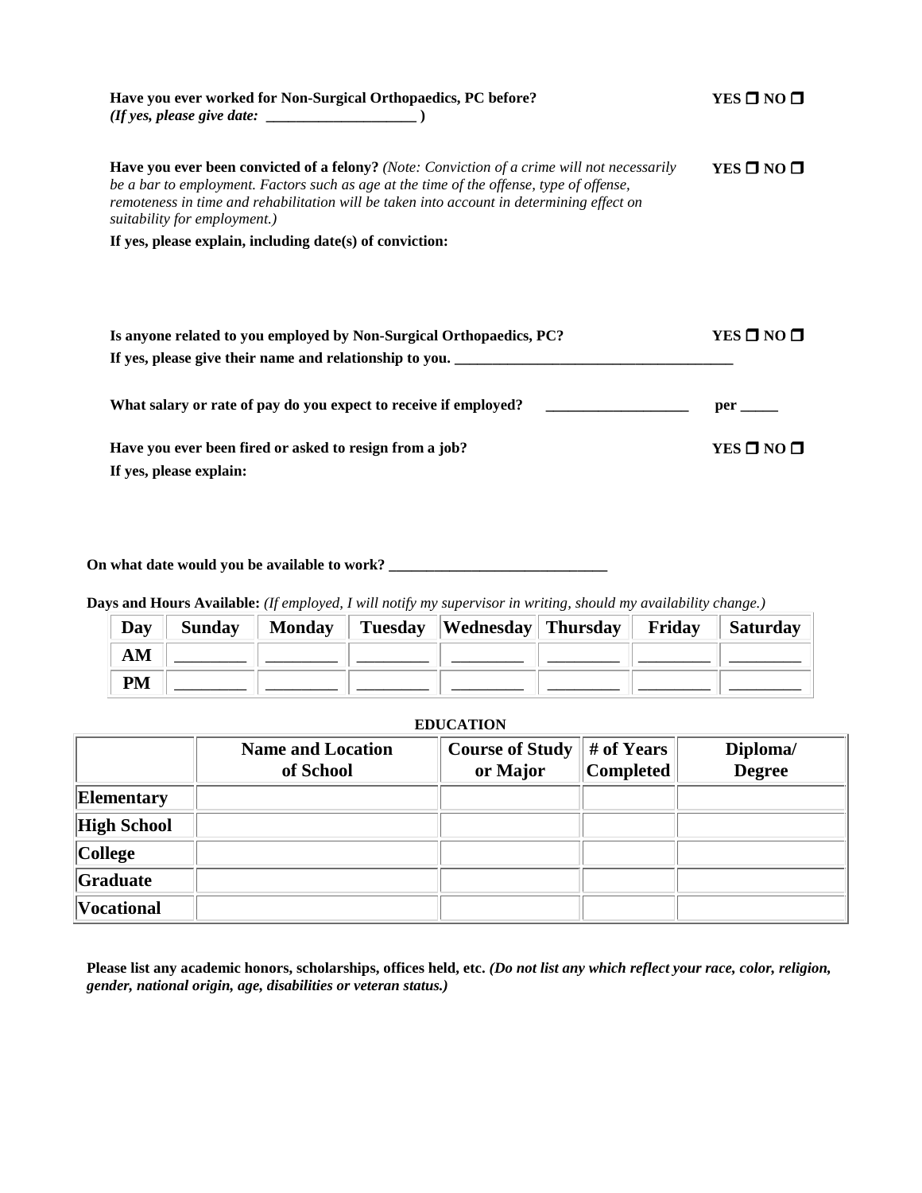**Have you ever worked for Non-Surgical Orthopaedics, PC before?** **YES ☐ NO ☐**
***(If yes, please give date: ____________________ )***

**Have you ever been convicted of a felony?** *(Note: Conviction of a crime will not necessarily be a bar to employment. Factors such as age at the time of the offense, type of offense, remoteness in time and rehabilitation will be taken into account in determining effect on suitability for employment.)* **YES ☐ NO ☐**

**If yes, please explain, including date(s) of conviction:**

**Is anyone related to you employed by Non-Surgical Orthopaedics, PC?** **YES ☐ NO ☐**

**If yes, please give their name and relationship to you. ____________________________________**

**What salary or rate of pay do you expect to receive if employed? ___________________ per _____**

**Have you ever been fired or asked to resign from a job?** **YES ☐ NO ☐**

**If yes, please explain:**

**On what date would you be available to work? ____________________________**

**Days and Hours Available:** *(If employed, I will notify my supervisor in writing, should my availability change.)*

| Day | Sunday | Monday | Tuesday | Wednesday | Thursday | Friday | Saturday |
|---|---|---|---|---|---|---|---|
| AM | ________ | ________ | ________ | ________ | ________ | ________ | ________ |
| PM | ________ | ________ | ________ | ________ | ________ | ________ | ________ |

**EDUCATION**

| | Name and Location of School | Course of Study or Major | # of Years Completed | Diploma/ Degree |
|---|---|---|---|---|
| Elementary | | | | |
| High School | | | | |
| College | | | | |
| Graduate | | | | |
| Vocational | | | | |

**Please list any academic honors, scholarships, offices held, etc.** ***(Do not list any which reflect your race, color, religion, gender, national origin, age, disabilities or veteran status.)***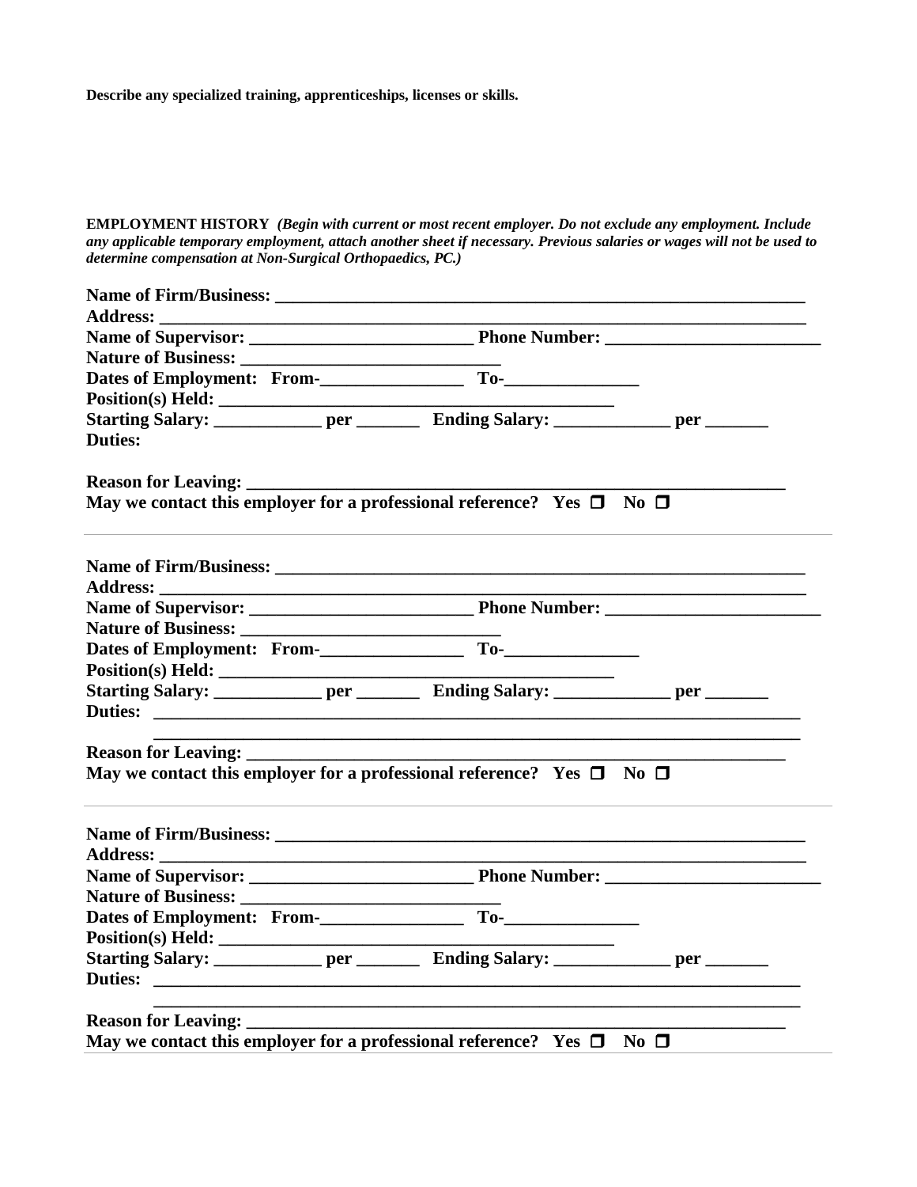**Describe any specialized training, apprenticeships, licenses or skills.**

**EMPLOYMENT HISTORY** ***(Begin with current or most recent employer. Do not exclude any employment. Include any applicable temporary employment, attach another sheet if necessary. Previous salaries or wages will not be used to determine compensation at Non-Surgical Orthopaedics, PC.)***

**Name of Firm/Business: ______________________________________________________________**
**Address: ________________________________________________________________________**
**Name of Supervisor: _________________________ Phone Number: ________________________**
**Nature of Business: ______________________________**
**Dates of Employment: From-________________ To-_______________**
**Position(s) Held: ____________________________________________**
**Starting Salary: ____________ per _______ Ending Salary: _____________ per _______**
**Duties:**

**Reason for Leaving: __________________________________________________________**
**May we contact this employer for a professional reference? Yes ☐ No ☐**

---

**Name of Firm/Business: ______________________________________________________________**
**Address: ________________________________________________________________________**
**Name of Supervisor: _________________________ Phone Number: ________________________**
**Nature of Business: ______________________________**
**Dates of Employment: From-________________ To-_______________**
**Position(s) Held: ____________________________________________**
**Starting Salary: ____________ per _______ Ending Salary: _____________ per _______**
**Duties: ________________________________________________________________________**
**________________________________________________________________________**
**Reason for Leaving: __________________________________________________________**
**May we contact this employer for a professional reference? Yes ☐ No ☐**

---

**Name of Firm/Business: ______________________________________________________________**
**Address: ________________________________________________________________________**
**Name of Supervisor: _________________________ Phone Number: ________________________**
**Nature of Business: ______________________________**
**Dates of Employment: From-________________ To-_______________**
**Position(s) Held: ____________________________________________**
**Starting Salary: ____________ per _______ Ending Salary: _____________ per _______**
**Duties: ________________________________________________________________________**
**________________________________________________________________________**
**Reason for Leaving: __________________________________________________________**
**May we contact this employer for a professional reference? Yes ☐ No ☐**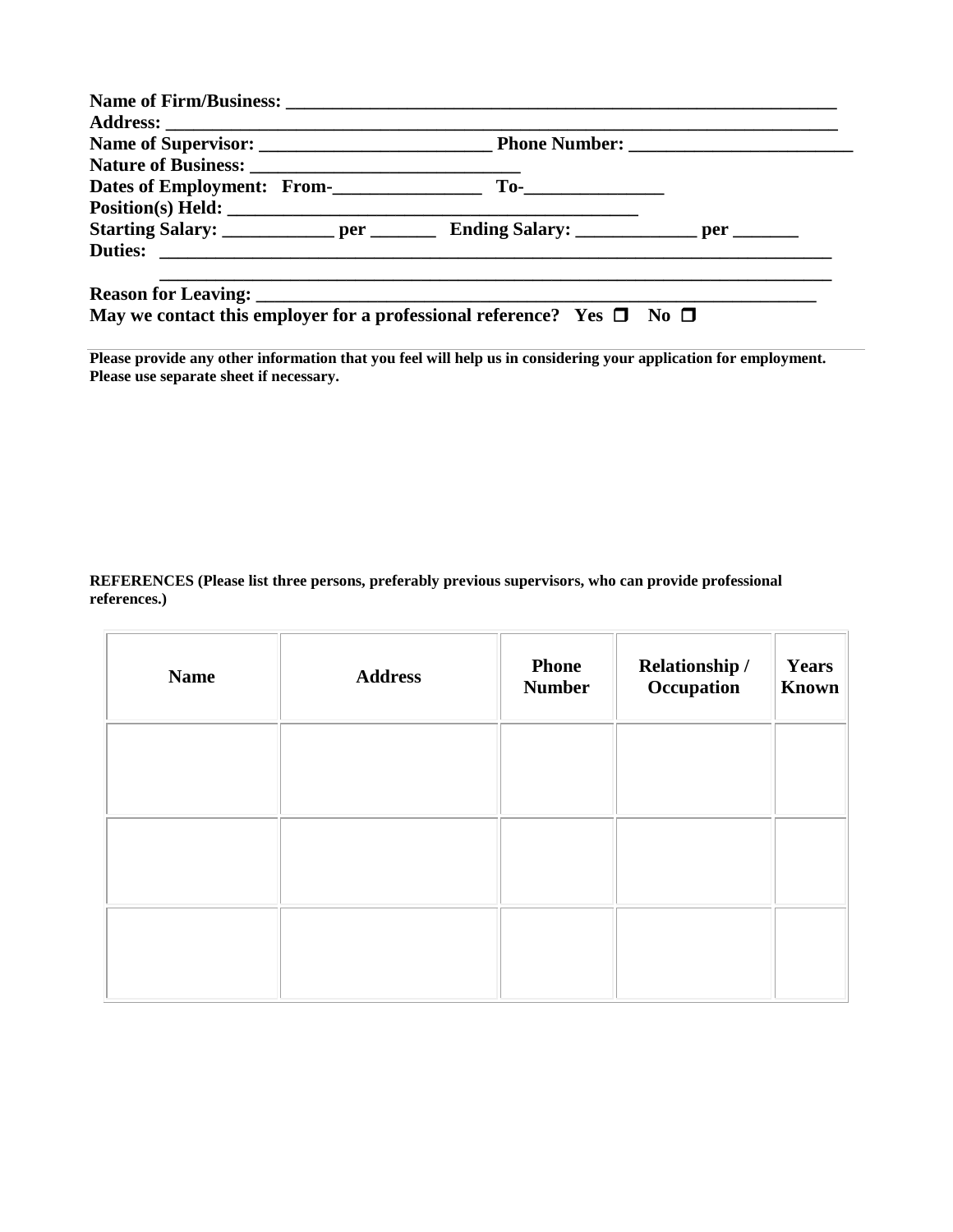**Name of Firm/Business: ___________________________________________________________**
**Address: ________________________________________________________________________**
**Name of Supervisor: _________________________ Phone Number: ________________________**
**Nature of Business: ____________________________**
**Dates of Employment: From-________________ To-_______________**
**Position(s) Held: ___________________________________________**
**Starting Salary: ____________ per _______ Ending Salary: _____________ per _______**
**Duties: __________________________________________________________________________**
**__________________________________________________________________________**
**Reason for Leaving: ______________________________________________________________**
**May we contact this employer for a professional reference? Yes ☐ No ☐**

---

**Please provide any other information that you feel will help us in considering your application for employment. Please use separate sheet if necessary.**

**REFERENCES (Please list three persons, preferably previous supervisors, who can provide professional references.)**

| Name | Address | Phone Number | Relationship / Occupation | Years Known |
|---|---|---|---|---|
| | | | | |
| | | | | |
| | | | | |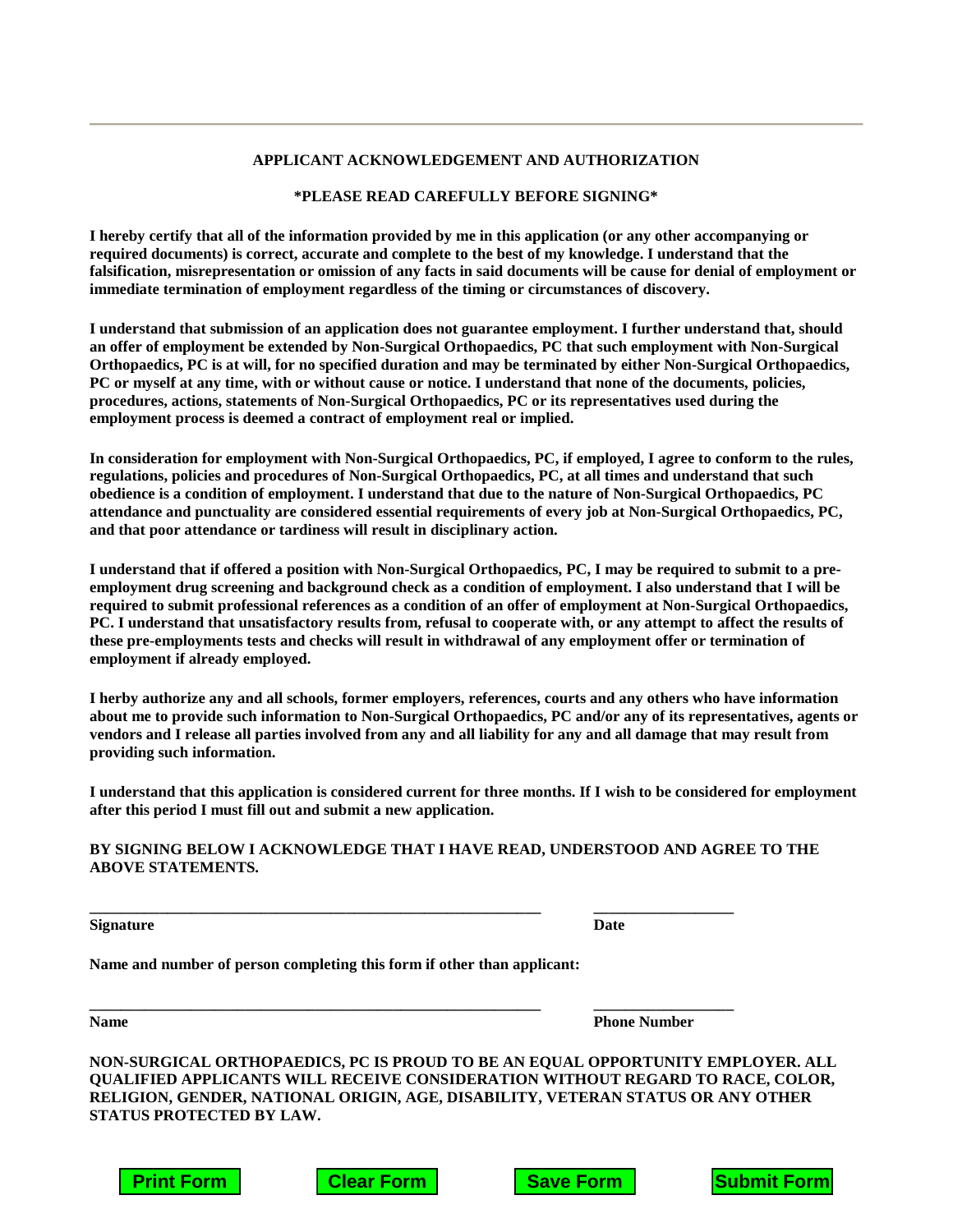## APPLICANT ACKNOWLEDGEMENT AND AUTHORIZATION

**\*PLEASE READ CAREFULLY BEFORE SIGNING\***

**I hereby certify that all of the information provided by me in this application (or any other accompanying or required documents) is correct, accurate and complete to the best of my knowledge. I understand that the falsification, misrepresentation or omission of any facts in said documents will be cause for denial of employment or immediate termination of employment regardless of the timing or circumstances of discovery.**

**I understand that submission of an application does not guarantee employment. I further understand that, should an offer of employment be extended by Non-Surgical Orthopaedics, PC that such employment with Non-Surgical Orthopaedics, PC is at will, for no specified duration and may be terminated by either Non-Surgical Orthopaedics, PC or myself at any time, with or without cause or notice. I understand that none of the documents, policies, procedures, actions, statements of Non-Surgical Orthopaedics, PC or its representatives used during the employment process is deemed a contract of employment real or implied.**

**In consideration for employment with Non-Surgical Orthopaedics, PC, if employed, I agree to conform to the rules, regulations, policies and procedures of Non-Surgical Orthopaedics, PC, at all times and understand that such obedience is a condition of employment. I understand that due to the nature of Non-Surgical Orthopaedics, PC attendance and punctuality are considered essential requirements of every job at Non-Surgical Orthopaedics, PC, and that poor attendance or tardiness will result in disciplinary action.**

**I understand that if offered a position with Non-Surgical Orthopaedics, PC, I may be required to submit to a pre-employment drug screening and background check as a condition of employment. I also understand that I will be required to submit professional references as a condition of an offer of employment at Non-Surgical Orthopaedics, PC. I understand that unsatisfactory results from, refusal to cooperate with, or any attempt to affect the results of these pre-employments tests and checks will result in withdrawal of any employment offer or termination of employment if already employed.**

**I herby authorize any and all schools, former employers, references, courts and any others who have information about me to provide such information to Non-Surgical Orthopaedics, PC and/or any of its representatives, agents or vendors and I release all parties involved from any and all liability for any and all damage that may result from providing such information.**

**I understand that this application is considered current for three months. If I wish to be considered for employment after this period I must fill out and submit a new application.**

**BY SIGNING BELOW I ACKNOWLEDGE THAT I HAVE READ, UNDERSTOOD AND AGREE TO THE ABOVE STATEMENTS.**

\_\_\_\_\_\_\_\_\_\_\_\_\_\_\_\_\_\_\_\_\_\_\_\_\_\_\_\_\_\_\_\_\_\_\_\_\_\_\_\_\_\_\_\_\_\_\_\_ \_\_\_\_\_\_\_\_\_\_\_\_\_\_\_\_
**Signature** **Date**

**Name and number of person completing this form if other than applicant:**

\_\_\_\_\_\_\_\_\_\_\_\_\_\_\_\_\_\_\_\_\_\_\_\_\_\_\_\_\_\_\_\_\_\_\_\_\_\_\_\_\_\_\_\_\_\_\_\_ \_\_\_\_\_\_\_\_\_\_\_\_\_\_\_\_
**Name** **Phone Number**

**NON-SURGICAL ORTHOPAEDICS, PC IS PROUD TO BE AN EQUAL OPPORTUNITY EMPLOYER. ALL QUALIFIED APPLICANTS WILL RECEIVE CONSIDERATION WITHOUT REGARD TO RACE, COLOR, RELIGION, GENDER, NATIONAL ORIGIN, AGE, DISABILITY, VETERAN STATUS OR ANY OTHER STATUS PROTECTED BY LAW.**

Print Form | Clear Form | Save Form | Submit Form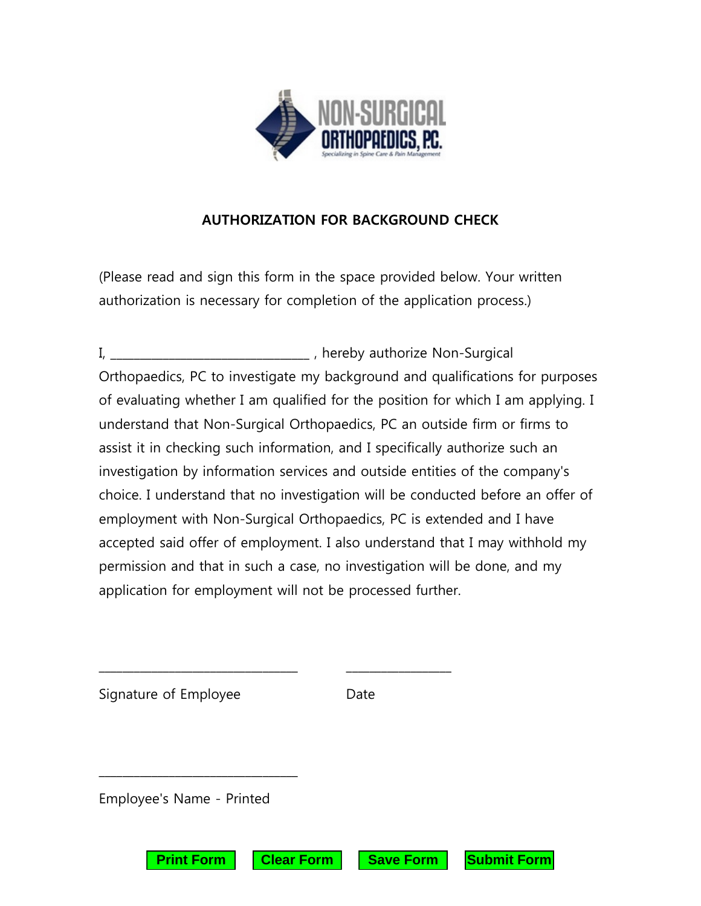NON-SURGICAL ORTHOPAEDICS, P.C.

Specializing in Spine Care & Pain Management

## AUTHORIZATION FOR BACKGROUND CHECK

(Please read and sign this form in the space provided below. Your written authorization is necessary for completion of the application process.)

I, ______________________________ , hereby authorize Non-Surgical Orthopaedics, PC to investigate my background and qualifications for purposes of evaluating whether I am qualified for the position for which I am applying. I understand that Non-Surgical Orthopaedics, PC an outside firm or firms to assist it in checking such information, and I specifically authorize such an investigation by information services and outside entities of the company's choice. I understand that no investigation will be conducted before an offer of employment with Non-Surgical Orthopaedics, PC is extended and I have accepted said offer of employment. I also understand that I may withhold my permission and that in such a case, no investigation will be done, and my application for employment will not be processed further.

______________________________ &nbsp;&nbsp;&nbsp;&nbsp; ________________

Signature of Employee &nbsp;&nbsp;&nbsp;&nbsp; Date

______________________________

Employee's Name - Printed

Print Form &nbsp; Clear Form &nbsp; Save Form &nbsp; Submit Form